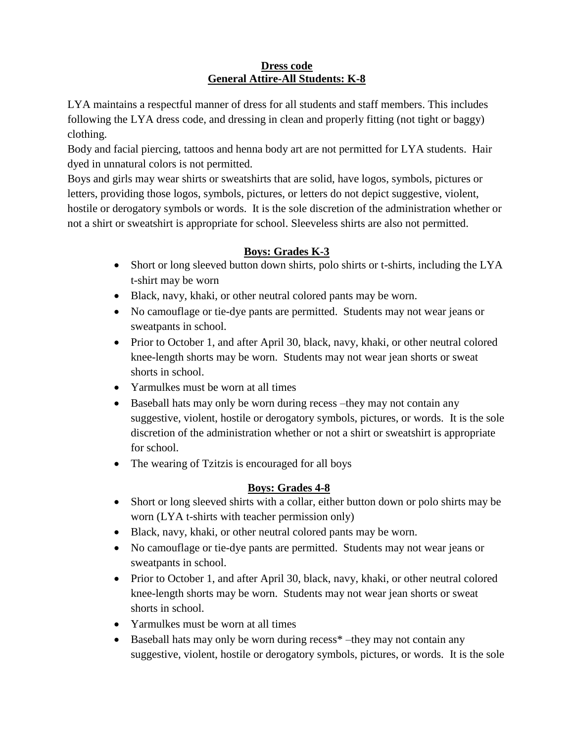# Dress code
## General Attire-All Students: K-8

LYA maintains a respectful manner of dress for all students and staff members. This includes following the LYA dress code, and dressing in clean and properly fitting (not tight or baggy) clothing.

Body and facial piercing, tattoos and henna body art are not permitted for LYA students. Hair dyed in unnatural colors is not permitted.

Boys and girls may wear shirts or sweatshirts that are solid, have logos, symbols, pictures or letters, providing those logos, symbols, pictures, or letters do not depict suggestive, violent, hostile or derogatory symbols or words. It is the sole discretion of the administration whether or not a shirt or sweatshirt is appropriate for school. Sleeveless shirts are also not permitted.

### Boys: Grades K-3

- Short or long sleeved button down shirts, polo shirts or t-shirts, including the LYA t-shirt may be worn
- Black, navy, khaki, or other neutral colored pants may be worn.
- No camouflage or tie-dye pants are permitted. Students may not wear jeans or sweatpants in school.
- Prior to October 1, and after April 30, black, navy, khaki, or other neutral colored knee-length shorts may be worn. Students may not wear jean shorts or sweat shorts in school.
- Yarmulkes must be worn at all times
- Baseball hats may only be worn during recess –they may not contain any suggestive, violent, hostile or derogatory symbols, pictures, or words. It is the sole discretion of the administration whether or not a shirt or sweatshirt is appropriate for school.
- The wearing of Tzitzis is encouraged for all boys

### Boys: Grades 4-8

- Short or long sleeved shirts with a collar, either button down or polo shirts may be worn (LYA t-shirts with teacher permission only)
- Black, navy, khaki, or other neutral colored pants may be worn.
- No camouflage or tie-dye pants are permitted. Students may not wear jeans or sweatpants in school.
- Prior to October 1, and after April 30, black, navy, khaki, or other neutral colored knee-length shorts may be worn. Students may not wear jean shorts or sweat shorts in school.
- Yarmulkes must be worn at all times
- Baseball hats may only be worn during recess* –they may not contain any suggestive, violent, hostile or derogatory symbols, pictures, or words. It is the sole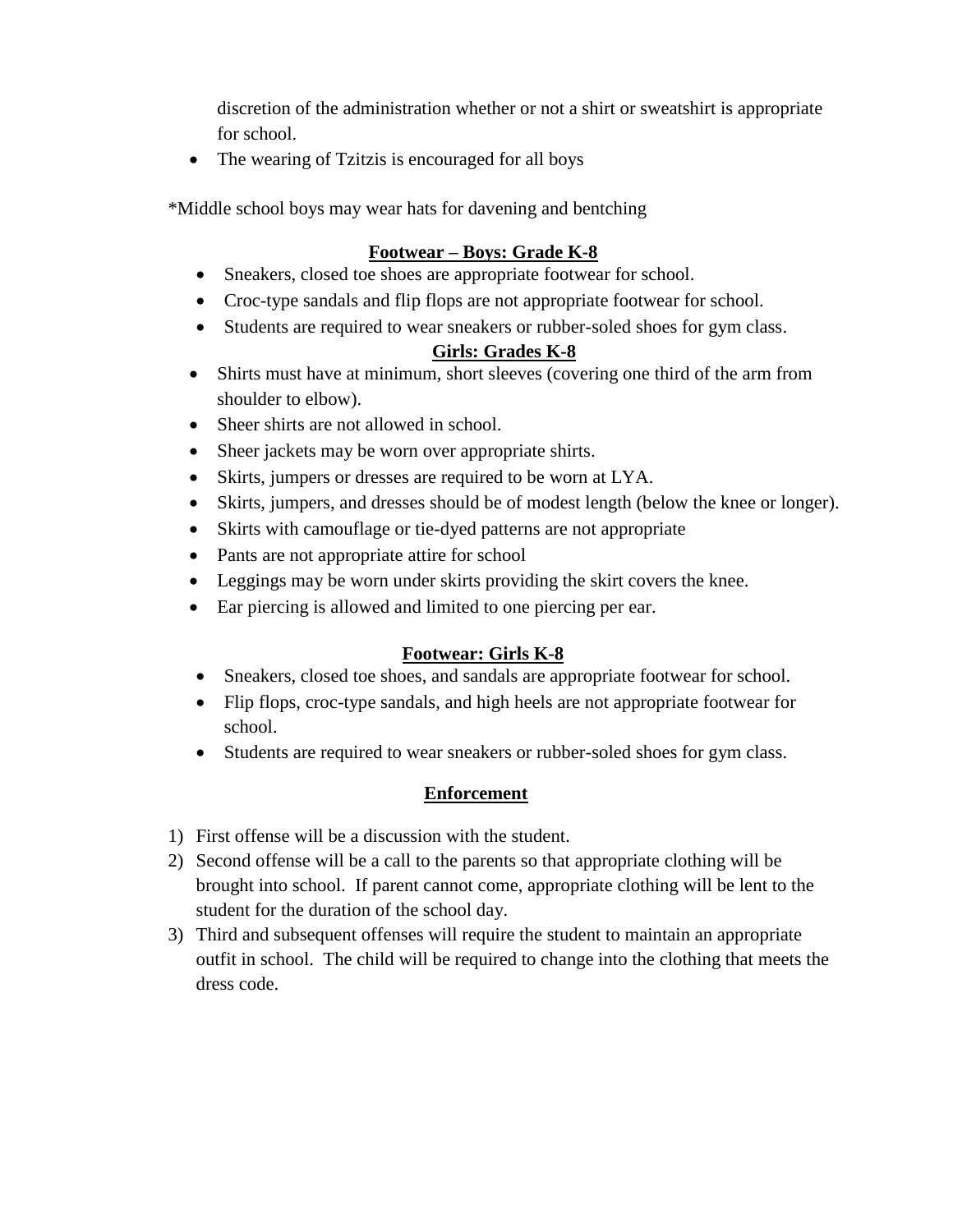discretion of the administration whether or not a shirt or sweatshirt is appropriate for school.

- The wearing of Tzitzis is encouraged for all boys

*Middle school boys may wear hats for davening and bentching

## Footwear – Boys: Grade K-8

- Sneakers, closed toe shoes are appropriate footwear for school.
- Croc-type sandals and flip flops are not appropriate footwear for school.
- Students are required to wear sneakers or rubber-soled shoes for gym class.

## Girls: Grades K-8

- Shirts must have at minimum, short sleeves (covering one third of the arm from shoulder to elbow).
- Sheer shirts are not allowed in school.
- Sheer jackets may be worn over appropriate shirts.
- Skirts, jumpers or dresses are required to be worn at LYA.
- Skirts, jumpers, and dresses should be of modest length (below the knee or longer).
- Skirts with camouflage or tie-dyed patterns are not appropriate
- Pants are not appropriate attire for school
- Leggings may be worn under skirts providing the skirt covers the knee.
- Ear piercing is allowed and limited to one piercing per ear.

## Footwear: Girls K-8

- Sneakers, closed toe shoes, and sandals are appropriate footwear for school.
- Flip flops, croc-type sandals, and high heels are not appropriate footwear for school.
- Students are required to wear sneakers or rubber-soled shoes for gym class.

## Enforcement

1) First offense will be a discussion with the student.
2) Second offense will be a call to the parents so that appropriate clothing will be brought into school. If parent cannot come, appropriate clothing will be lent to the student for the duration of the school day.
3) Third and subsequent offenses will require the student to maintain an appropriate outfit in school. The child will be required to change into the clothing that meets the dress code.